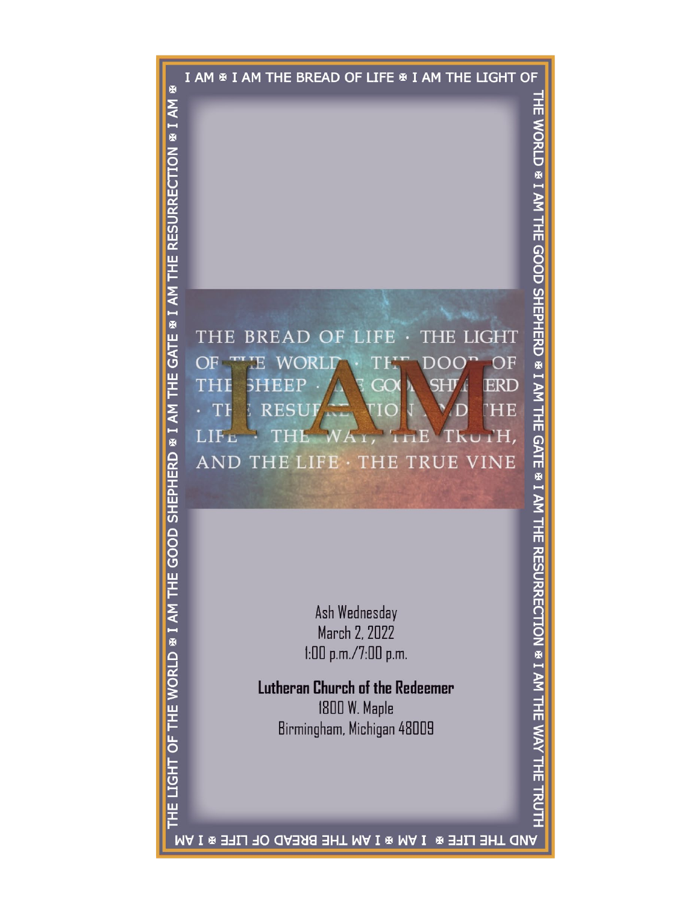I AM ✠ I AM THE BREAD OF LIFE ✠ I AM THE LIGHT OF THE WORLD ✠ I AM THE GOOD SHEPHERD ✠ I AM THE GATE ✠ I AM THE RESURRECTION ✠ I AM THE WAY THE TRUTH AND THE LIFE ✠ I AM ✠ I AM THE BREAD OF LIFE ✠ I AM THE LIGHT OF THE WORLD ✠ I AM THE GOOD SHEPHERD ✠ I AM THE GATE ✠ I AM THE RESURRECTION ✠ I AM ✠

# I AM

THE BREAD OF LIFE · THE LIGHT OF THE WORLD · THE DOOR OF THE SHEEP · THE GOOD SHEPHERD · THE RESURRECTION AND THE LIFE · THE WAY, THE TRUTH, AND THE LIFE · THE TRUE VINE

Ash Wednesday
March 2, 2022
1:00 p.m./7:00 p.m.

**Lutheran Church of the Redeemer**
1800 W. Maple
Birmingham, Michigan 48009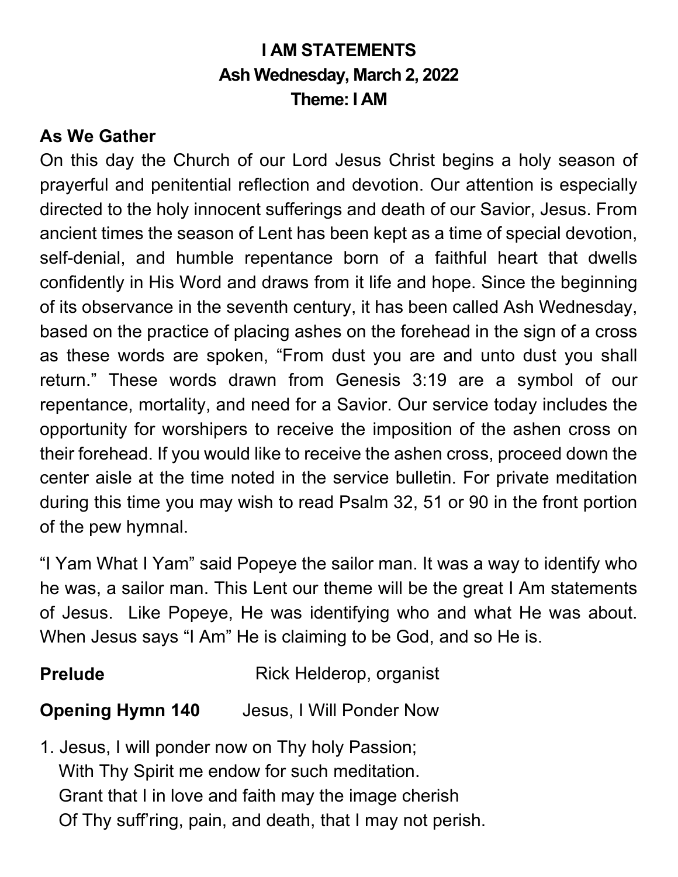# I AM STATEMENTS
## Ash Wednesday, March 2, 2022
## Theme: I AM

### As We Gather

On this day the Church of our Lord Jesus Christ begins a holy season of prayerful and penitential reflection and devotion. Our attention is especially directed to the holy innocent sufferings and death of our Savior, Jesus. From ancient times the season of Lent has been kept as a time of special devotion, self-denial, and humble repentance born of a faithful heart that dwells confidently in His Word and draws from it life and hope. Since the beginning of its observance in the seventh century, it has been called Ash Wednesday, based on the practice of placing ashes on the forehead in the sign of a cross as these words are spoken, "From dust you are and unto dust you shall return." These words drawn from Genesis 3:19 are a symbol of our repentance, mortality, and need for a Savior. Our service today includes the opportunity for worshipers to receive the imposition of the ashen cross on their forehead. If you would like to receive the ashen cross, proceed down the center aisle at the time noted in the service bulletin. For private meditation during this time you may wish to read Psalm 32, 51 or 90 in the front portion of the pew hymnal.

"I Yam What I Yam" said Popeye the sailor man. It was a way to identify who he was, a sailor man. This Lent our theme will be the great I Am statements of Jesus. Like Popeye, He was identifying who and what He was about. When Jesus says "I Am" He is claiming to be God, and so He is.

**Prelude** Rick Helderop, organist

**Opening Hymn 140** Jesus, I Will Ponder Now

1. Jesus, I will ponder now on Thy holy Passion;
   With Thy Spirit me endow for such meditation.
   Grant that I in love and faith may the image cherish
   Of Thy suff'ring, pain, and death, that I may not perish.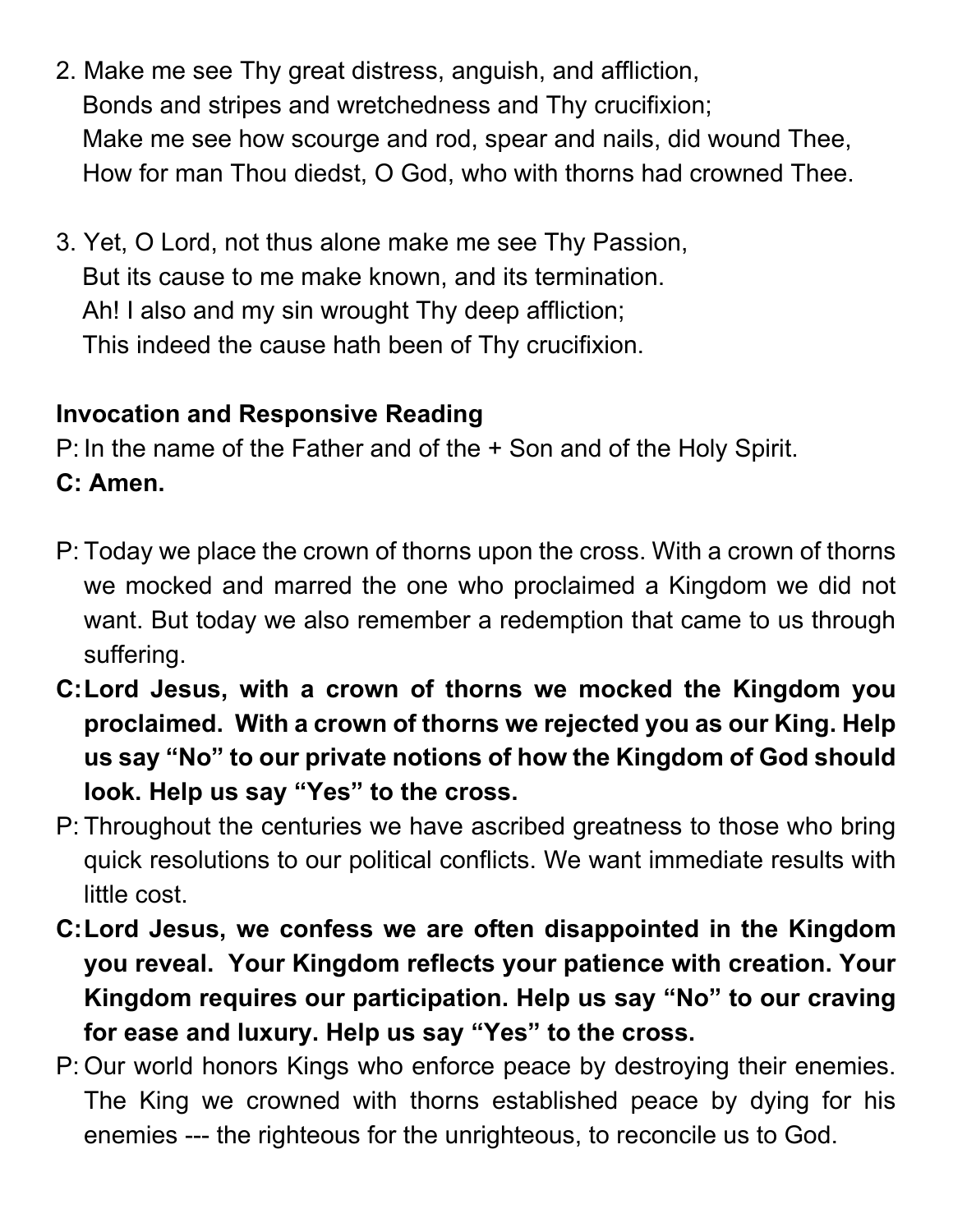2. Make me see Thy great distress, anguish, and affliction,
   Bonds and stripes and wretchedness and Thy crucifixion;
   Make me see how scourge and rod, spear and nails, did wound Thee,
   How for man Thou diedst, O God, who with thorns had crowned Thee.

3. Yet, O Lord, not thus alone make me see Thy Passion,
   But its cause to me make known, and its termination.
   Ah! I also and my sin wrought Thy deep affliction;
   This indeed the cause hath been of Thy crucifixion.

**Invocation and Responsive Reading**

P: In the name of the Father and of the + Son and of the Holy Spirit.

**C: Amen.**

P: Today we place the crown of thorns upon the cross. With a crown of thorns we mocked and marred the one who proclaimed a Kingdom we did not want. But today we also remember a redemption that came to us through suffering.

**C: Lord Jesus, with a crown of thorns we mocked the Kingdom you proclaimed. With a crown of thorns we rejected you as our King. Help us say "No" to our private notions of how the Kingdom of God should look. Help us say "Yes" to the cross.**

P: Throughout the centuries we have ascribed greatness to those who bring quick resolutions to our political conflicts. We want immediate results with little cost.

**C: Lord Jesus, we confess we are often disappointed in the Kingdom you reveal. Your Kingdom reflects your patience with creation. Your Kingdom requires our participation. Help us say "No" to our craving for ease and luxury. Help us say "Yes" to the cross.**

P: Our world honors Kings who enforce peace by destroying their enemies. The King we crowned with thorns established peace by dying for his enemies --- the righteous for the unrighteous, to reconcile us to God.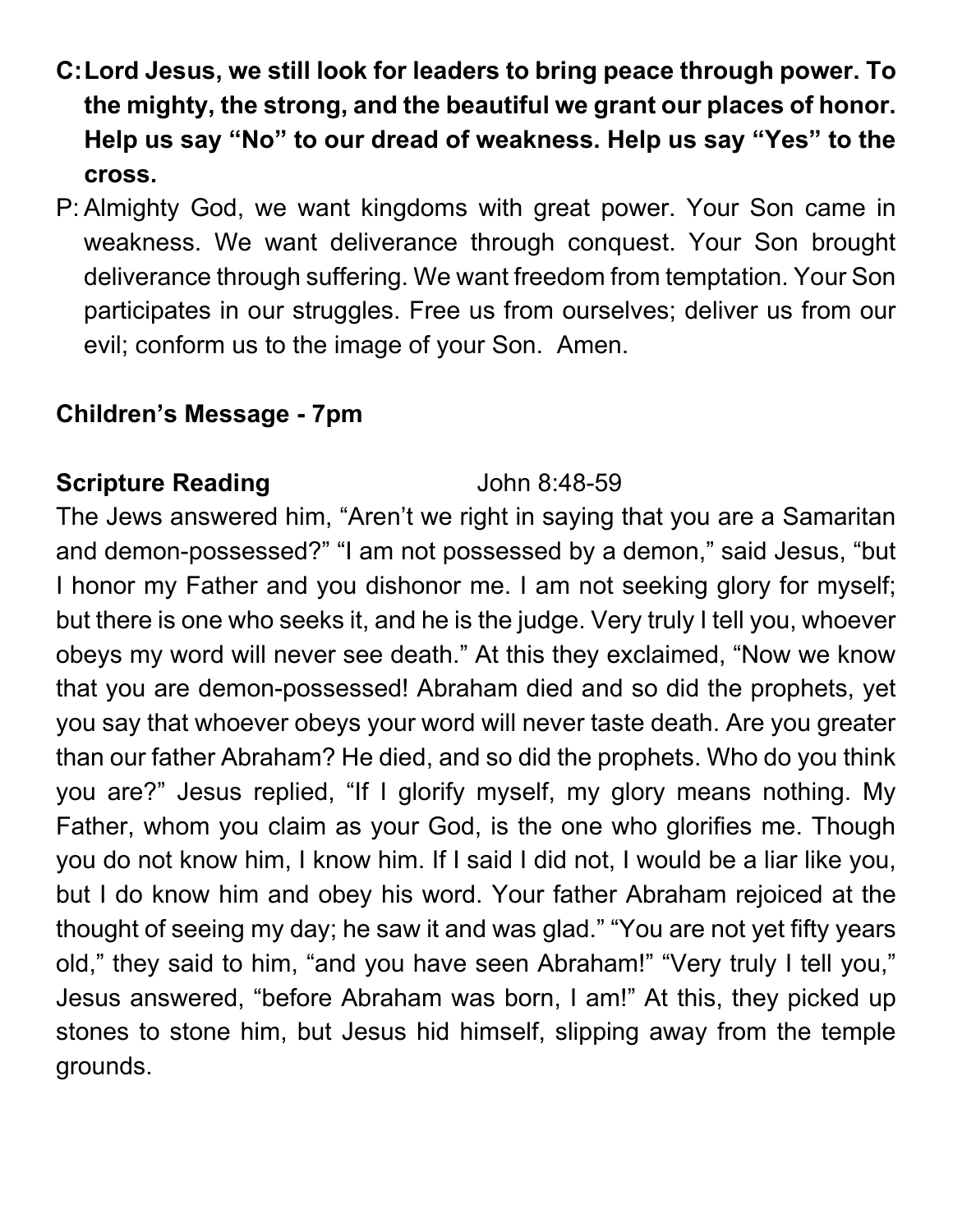**C: Lord Jesus, we still look for leaders to bring peace through power. To the mighty, the strong, and the beautiful we grant our places of honor. Help us say "No" to our dread of weakness. Help us say "Yes" to the cross.**

P: Almighty God, we want kingdoms with great power. Your Son came in weakness. We want deliverance through conquest. Your Son brought deliverance through suffering. We want freedom from temptation. Your Son participates in our struggles. Free us from ourselves; deliver us from our evil; conform us to the image of your Son. Amen.

**Children's Message - 7pm**

**Scripture Reading** John 8:48-59

The Jews answered him, "Aren't we right in saying that you are a Samaritan and demon-possessed?" "I am not possessed by a demon," said Jesus, "but I honor my Father and you dishonor me. I am not seeking glory for myself; but there is one who seeks it, and he is the judge. Very truly I tell you, whoever obeys my word will never see death." At this they exclaimed, "Now we know that you are demon-possessed! Abraham died and so did the prophets, yet you say that whoever obeys your word will never taste death. Are you greater than our father Abraham? He died, and so did the prophets. Who do you think you are?" Jesus replied, "If I glorify myself, my glory means nothing. My Father, whom you claim as your God, is the one who glorifies me. Though you do not know him, I know him. If I said I did not, I would be a liar like you, but I do know him and obey his word. Your father Abraham rejoiced at the thought of seeing my day; he saw it and was glad." "You are not yet fifty years old," they said to him, "and you have seen Abraham!" "Very truly I tell you," Jesus answered, "before Abraham was born, I am!" At this, they picked up stones to stone him, but Jesus hid himself, slipping away from the temple grounds.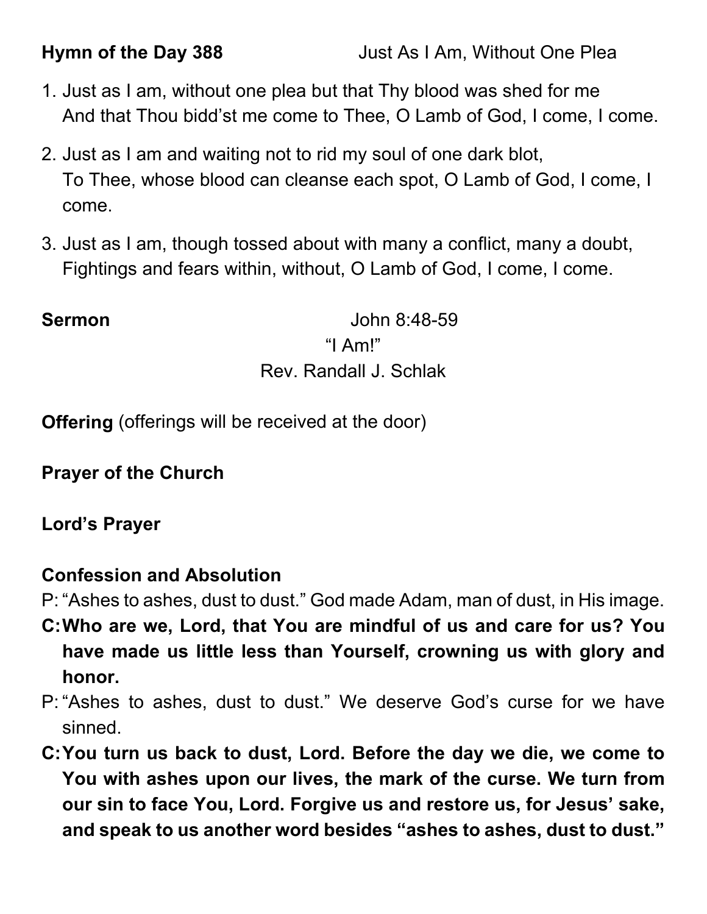**Hymn of the Day 388** Just As I Am, Without One Plea

1. Just as I am, without one plea but that Thy blood was shed for me
   And that Thou bidd'st me come to Thee, O Lamb of God, I come, I come.
2. Just as I am and waiting not to rid my soul of one dark blot,
   To Thee, whose blood can cleanse each spot, O Lamb of God, I come, I come.
3. Just as I am, though tossed about with many a conflict, many a doubt,
   Fightings and fears within, without, O Lamb of God, I come, I come.

**Sermon** John 8:48-59

"I Am!"

Rev. Randall J. Schlak

**Offering** (offerings will be received at the door)

**Prayer of the Church**

**Lord's Prayer**

**Confession and Absolution**

P: "Ashes to ashes, dust to dust." God made Adam, man of dust, in His image.

**C: Who are we, Lord, that You are mindful of us and care for us? You have made us little less than Yourself, crowning us with glory and honor.**

P: "Ashes to ashes, dust to dust." We deserve God's curse for we have sinned.

**C: You turn us back to dust, Lord. Before the day we die, we come to You with ashes upon our lives, the mark of the curse. We turn from our sin to face You, Lord. Forgive us and restore us, for Jesus' sake, and speak to us another word besides "ashes to ashes, dust to dust."**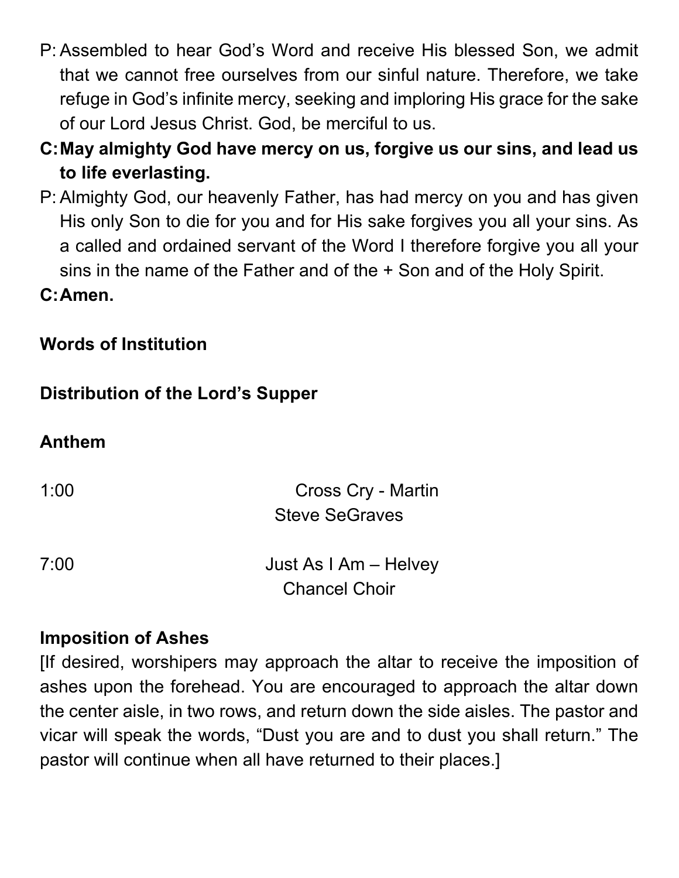P: Assembled to hear God's Word and receive His blessed Son, we admit that we cannot free ourselves from our sinful nature. Therefore, we take refuge in God's infinite mercy, seeking and imploring His grace for the sake of our Lord Jesus Christ. God, be merciful to us.

**C: May almighty God have mercy on us, forgive us our sins, and lead us to life everlasting.**

P: Almighty God, our heavenly Father, has had mercy on you and has given His only Son to die for you and for His sake forgives you all your sins. As a called and ordained servant of the Word I therefore forgive you all your sins in the name of the Father and of the + Son and of the Holy Spirit.

**C: Amen.**

**Words of Institution**

**Distribution of the Lord's Supper**

**Anthem**

1:00 — Cross Cry - Martin
Steve SeGraves

7:00 — Just As I Am – Helvey
Chancel Choir

**Imposition of Ashes**

[If desired, worshipers may approach the altar to receive the imposition of ashes upon the forehead. You are encouraged to approach the altar down the center aisle, in two rows, and return down the side aisles. The pastor and vicar will speak the words, "Dust you are and to dust you shall return." The pastor will continue when all have returned to their places.]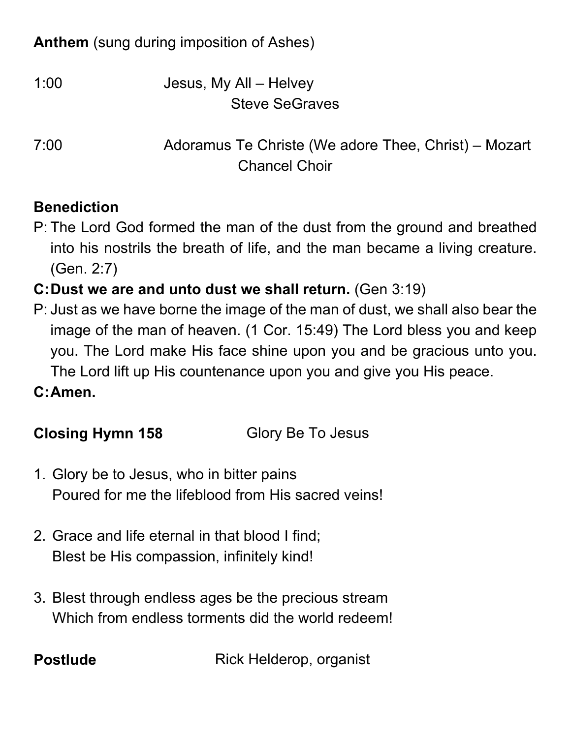**Anthem** (sung during imposition of Ashes)

1:00 Jesus, My All – Helvey
Steve SeGraves

7:00 Adoramus Te Christe (We adore Thee, Christ) – Mozart
Chancel Choir

**Benediction**

P: The Lord God formed the man of the dust from the ground and breathed into his nostrils the breath of life, and the man became a living creature. (Gen. 2:7)

**C: Dust we are and unto dust we shall return.** (Gen 3:19)

P: Just as we have borne the image of the man of dust, we shall also bear the image of the man of heaven. (1 Cor. 15:49) The Lord bless you and keep you. The Lord make His face shine upon you and be gracious unto you. The Lord lift up His countenance upon you and give you His peace.

**C: Amen.**

**Closing Hymn 158** Glory Be To Jesus

1. Glory be to Jesus, who in bitter pains
   Poured for me the lifeblood from His sacred veins!

2. Grace and life eternal in that blood I find;
   Blest be His compassion, infinitely kind!

3. Blest through endless ages be the precious stream
   Which from endless torments did the world redeem!

**Postlude** Rick Helderop, organist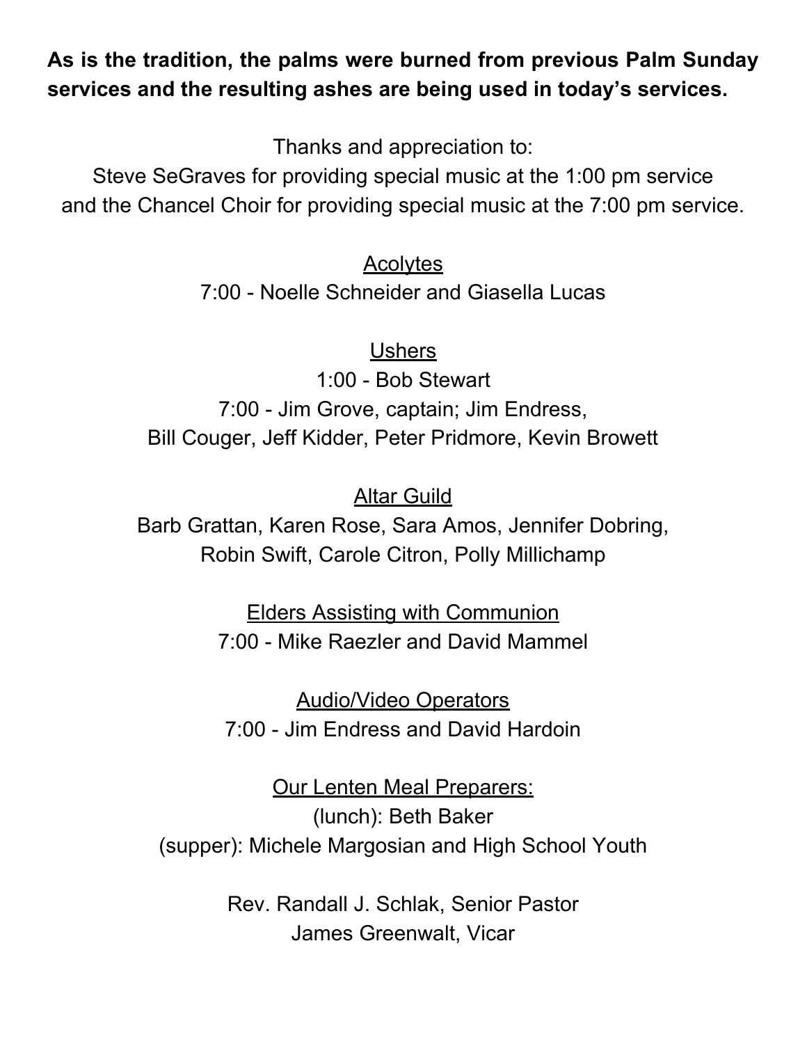**As is the tradition, the palms were burned from previous Palm Sunday services and the resulting ashes are being used in today's services.**

Thanks and appreciation to:
Steve SeGraves for providing special music at the 1:00 pm service
and the Chancel Choir for providing special music at the 7:00 pm service.

<u>Acolytes</u>
7:00 - Noelle Schneider and Giasella Lucas

<u>Ushers</u>
1:00 - Bob Stewart
7:00 - Jim Grove, captain; Jim Endress,
Bill Couger, Jeff Kidder, Peter Pridmore, Kevin Browett

<u>Altar Guild</u>
Barb Grattan, Karen Rose, Sara Amos, Jennifer Dobring,
Robin Swift, Carole Citron, Polly Millichamp

<u>Elders Assisting with Communion</u>
7:00 - Mike Raezler and David Mammel

<u>Audio/Video Operators</u>
7:00 - Jim Endress and David Hardoin

<u>Our Lenten Meal Preparers:</u>
(lunch): Beth Baker
(supper): Michele Margosian and High School Youth

Rev. Randall J. Schlak, Senior Pastor
James Greenwalt, Vicar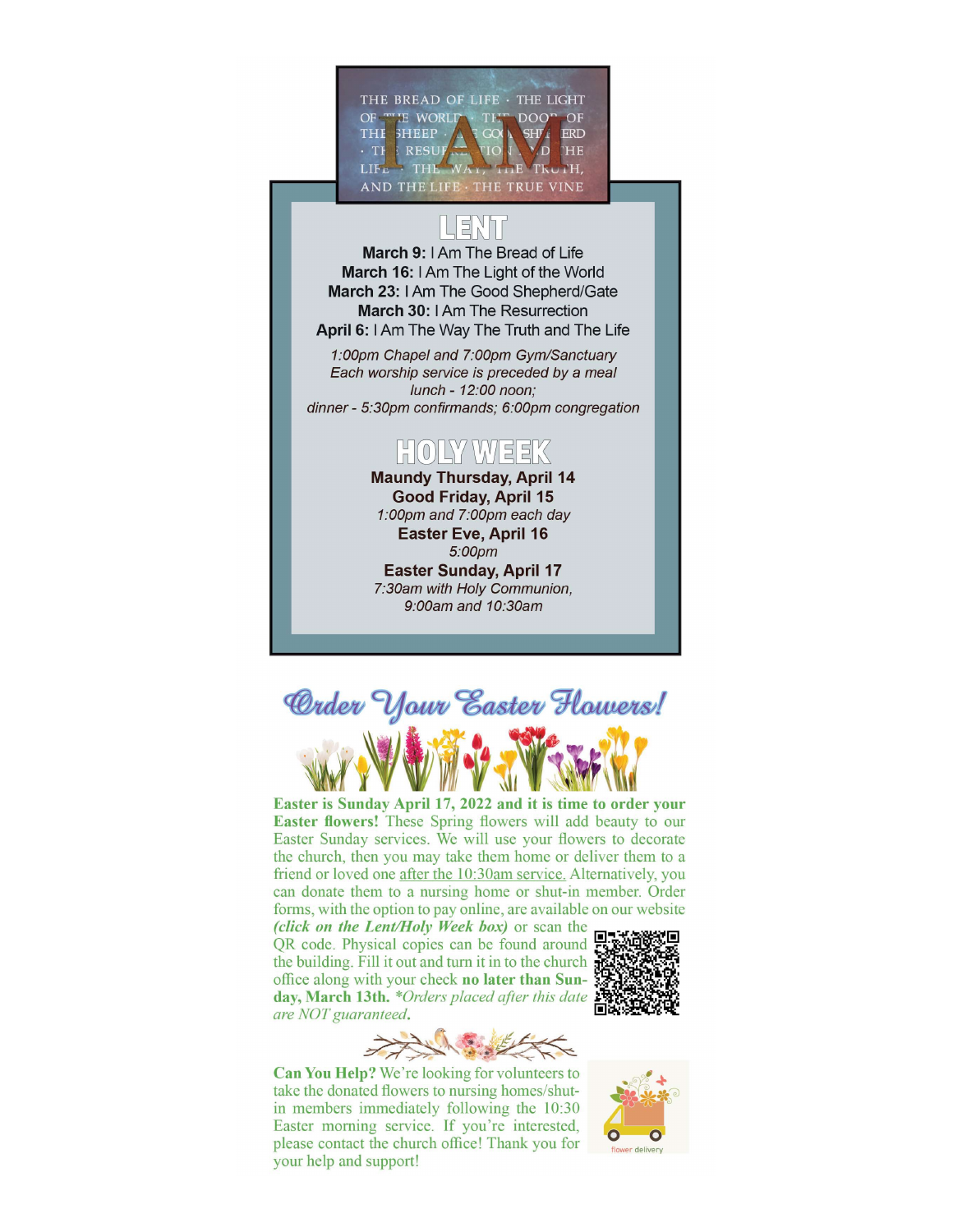THE BREAD OF LIFE · THE LIGHT OF THE WORLD · THE DOOR OF THE SHEEP · THE GOOD SHEPHERD · THE RESURRECTION AND THE LIFE · THE WAY, THE TRUTH, AND THE LIFE · THE TRUE VINE

# I AM

## LENT

**March 9:** I Am The Bread of Life
**March 16:** I Am The Light of the World
**March 23:** I Am The Good Shepherd/Gate
**March 30:** I Am The Resurrection
**April 6:** I Am The Way The Truth and The Life

*1:00pm Chapel and 7:00pm Gym/Sanctuary*
*Each worship service is preceded by a meal*
*lunch - 12:00 noon;*
*dinner - 5:30pm confirmands; 6:00pm congregation*

## HOLY WEEK

**Maundy Thursday, April 14**
**Good Friday, April 15**
*1:00pm and 7:00pm each day*
**Easter Eve, April 16**
*5:00pm*
**Easter Sunday, April 17**
*7:30am with Holy Communion,*
*9:00am and 10:30am*

# Order Your Easter Flowers!

**Easter is Sunday April 17, 2022 and it is time to order your Easter flowers!** These Spring flowers will add beauty to our Easter Sunday services. We will use your flowers to decorate the church, then you may take them home or deliver them to a friend or loved one after the 10:30am service. Alternatively, you can donate them to a nursing home or shut-in member. Order forms, with the option to pay online, are available on our website ***(click on the Lent/Holy Week box)*** or scan the QR code. Physical copies can be found around the building. Fill it out and turn it in to the church office along with your check **no later than Sunday, March 13th.** *\*Orders placed after this date are NOT guaranteed.*

**Can You Help?** We're looking for volunteers to take the donated flowers to nursing homes/shut-in members immediately following the 10:30 Easter morning service. If you're interested, please contact the church office! Thank you for your help and support!

flower delivery